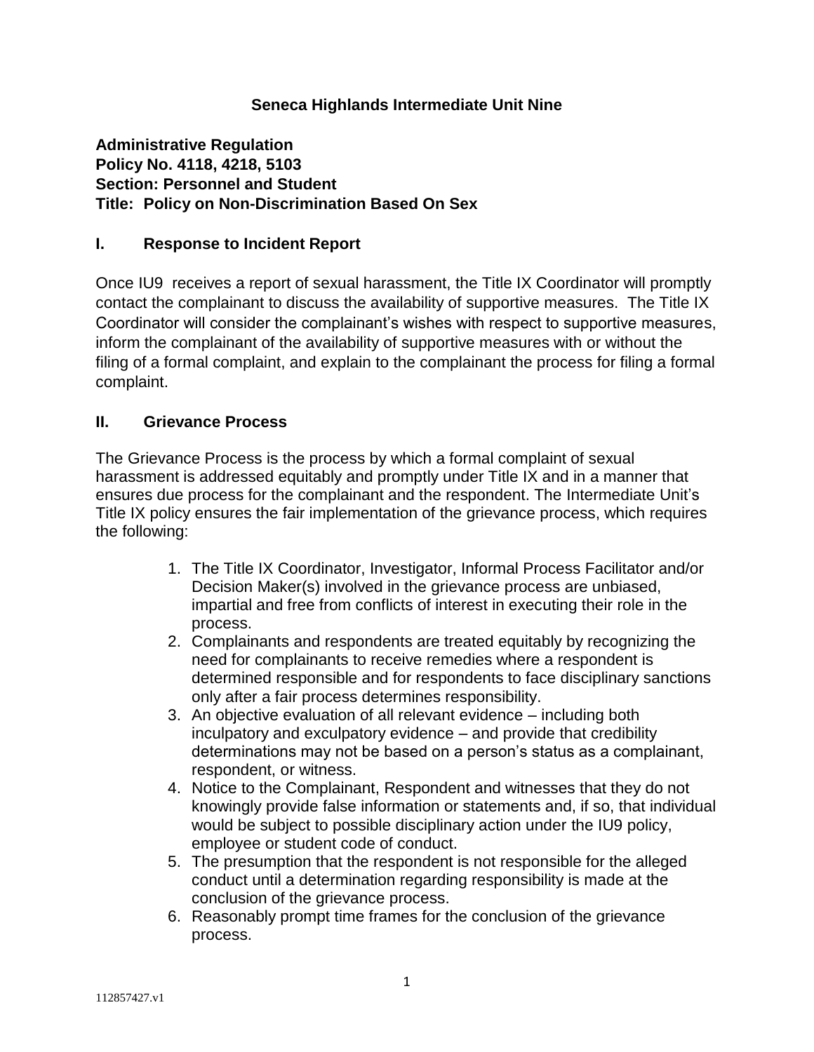**Seneca Highlands Intermediate Unit Nine**

**Administrative Regulation**
**Policy No. 4118, 4218, 5103**
**Section: Personnel and Student**
**Title: Policy on Non-Discrimination Based On Sex**

## I. Response to Incident Report

Once IU9 receives a report of sexual harassment, the Title IX Coordinator will promptly contact the complainant to discuss the availability of supportive measures. The Title IX Coordinator will consider the complainant's wishes with respect to supportive measures, inform the complainant of the availability of supportive measures with or without the filing of a formal complaint, and explain to the complainant the process for filing a formal complaint.

## II. Grievance Process

The Grievance Process is the process by which a formal complaint of sexual harassment is addressed equitably and promptly under Title IX and in a manner that ensures due process for the complainant and the respondent. The Intermediate Unit's Title IX policy ensures the fair implementation of the grievance process, which requires the following:

1. The Title IX Coordinator, Investigator, Informal Process Facilitator and/or Decision Maker(s) involved in the grievance process are unbiased, impartial and free from conflicts of interest in executing their role in the process.
2. Complainants and respondents are treated equitably by recognizing the need for complainants to receive remedies where a respondent is determined responsible and for respondents to face disciplinary sanctions only after a fair process determines responsibility.
3. An objective evaluation of all relevant evidence – including both inculpatory and exculpatory evidence – and provide that credibility determinations may not be based on a person's status as a complainant, respondent, or witness.
4. Notice to the Complainant, Respondent and witnesses that they do not knowingly provide false information or statements and, if so, that individual would be subject to possible disciplinary action under the IU9 policy, employee or student code of conduct.
5. The presumption that the respondent is not responsible for the alleged conduct until a determination regarding responsibility is made at the conclusion of the grievance process.
6. Reasonably prompt time frames for the conclusion of the grievance process.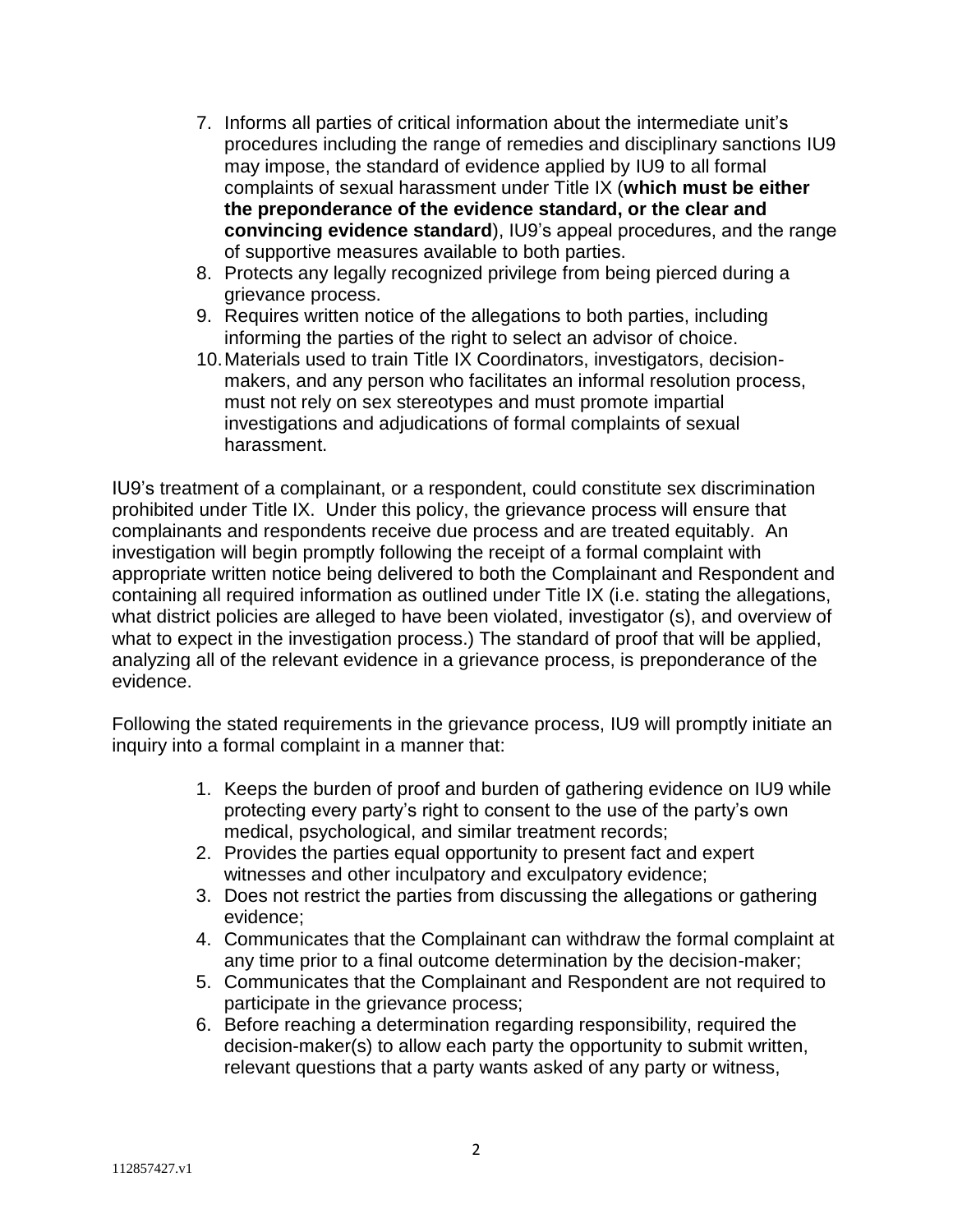7. Informs all parties of critical information about the intermediate unit's procedures including the range of remedies and disciplinary sanctions IU9 may impose, the standard of evidence applied by IU9 to all formal complaints of sexual harassment under Title IX (**which must be either the preponderance of the evidence standard, or the clear and convincing evidence standard**), IU9's appeal procedures, and the range of supportive measures available to both parties.
8. Protects any legally recognized privilege from being pierced during a grievance process.
9. Requires written notice of the allegations to both parties, including informing the parties of the right to select an advisor of choice.
10. Materials used to train Title IX Coordinators, investigators, decision-makers, and any person who facilitates an informal resolution process, must not rely on sex stereotypes and must promote impartial investigations and adjudications of formal complaints of sexual harassment.

IU9's treatment of a complainant, or a respondent, could constitute sex discrimination prohibited under Title IX. Under this policy, the grievance process will ensure that complainants and respondents receive due process and are treated equitably. An investigation will begin promptly following the receipt of a formal complaint with appropriate written notice being delivered to both the Complainant and Respondent and containing all required information as outlined under Title IX (i.e. stating the allegations, what district policies are alleged to have been violated, investigator (s), and overview of what to expect in the investigation process.) The standard of proof that will be applied, analyzing all of the relevant evidence in a grievance process, is preponderance of the evidence.

Following the stated requirements in the grievance process, IU9 will promptly initiate an inquiry into a formal complaint in a manner that:

1. Keeps the burden of proof and burden of gathering evidence on IU9 while protecting every party's right to consent to the use of the party's own medical, psychological, and similar treatment records;
2. Provides the parties equal opportunity to present fact and expert witnesses and other inculpatory and exculpatory evidence;
3. Does not restrict the parties from discussing the allegations or gathering evidence;
4. Communicates that the Complainant can withdraw the formal complaint at any time prior to a final outcome determination by the decision-maker;
5. Communicates that the Complainant and Respondent are not required to participate in the grievance process;
6. Before reaching a determination regarding responsibility, required the decision-maker(s) to allow each party the opportunity to submit written, relevant questions that a party wants asked of any party or witness,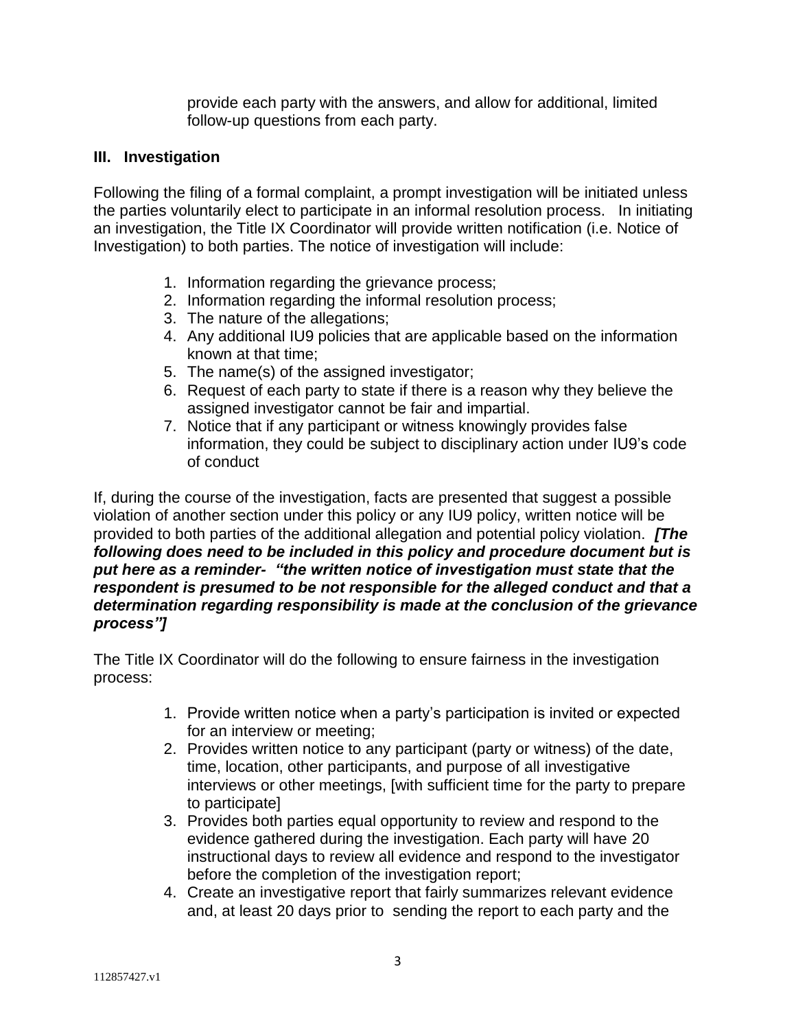provide each party with the answers, and allow for additional, limited follow-up questions from each party.

### III. Investigation

Following the filing of a formal complaint, a prompt investigation will be initiated unless the parties voluntarily elect to participate in an informal resolution process. In initiating an investigation, the Title IX Coordinator will provide written notification (i.e. Notice of Investigation) to both parties. The notice of investigation will include:

1. Information regarding the grievance process;
2. Information regarding the informal resolution process;
3. The nature of the allegations;
4. Any additional IU9 policies that are applicable based on the information known at that time;
5. The name(s) of the assigned investigator;
6. Request of each party to state if there is a reason why they believe the assigned investigator cannot be fair and impartial.
7. Notice that if any participant or witness knowingly provides false information, they could be subject to disciplinary action under IU9's code of conduct

If, during the course of the investigation, facts are presented that suggest a possible violation of another section under this policy or any IU9 policy, written notice will be provided to both parties of the additional allegation and potential policy violation. ***[The following does need to be included in this policy and procedure document but is put here as a reminder- "the written notice of investigation must state that the respondent is presumed to be not responsible for the alleged conduct and that a determination regarding responsibility is made at the conclusion of the grievance process"]***

The Title IX Coordinator will do the following to ensure fairness in the investigation process:

1. Provide written notice when a party's participation is invited or expected for an interview or meeting;
2. Provides written notice to any participant (party or witness) of the date, time, location, other participants, and purpose of all investigative interviews or other meetings, [with sufficient time for the party to prepare to participate]
3. Provides both parties equal opportunity to review and respond to the evidence gathered during the investigation. Each party will have 20 instructional days to review all evidence and respond to the investigator before the completion of the investigation report;
4. Create an investigative report that fairly summarizes relevant evidence and, at least 20 days prior to sending the report to each party and the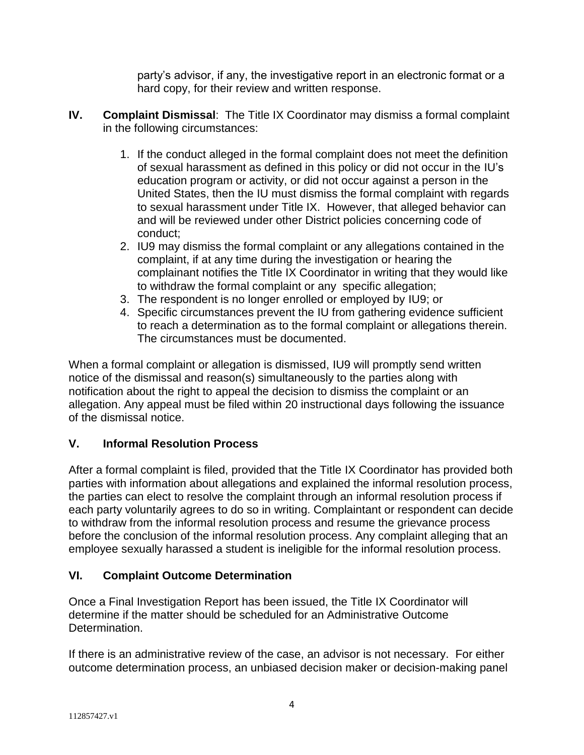party's advisor, if any, the investigative report in an electronic format or a hard copy, for their review and written response.

**IV. Complaint Dismissal**: The Title IX Coordinator may dismiss a formal complaint in the following circumstances:

1. If the conduct alleged in the formal complaint does not meet the definition of sexual harassment as defined in this policy or did not occur in the IU's education program or activity, or did not occur against a person in the United States, then the IU must dismiss the formal complaint with regards to sexual harassment under Title IX. However, that alleged behavior can and will be reviewed under other District policies concerning code of conduct;
2. IU9 may dismiss the formal complaint or any allegations contained in the complaint, if at any time during the investigation or hearing the complainant notifies the Title IX Coordinator in writing that they would like to withdraw the formal complaint or any specific allegation;
3. The respondent is no longer enrolled or employed by IU9; or
4. Specific circumstances prevent the IU from gathering evidence sufficient to reach a determination as to the formal complaint or allegations therein. The circumstances must be documented.

When a formal complaint or allegation is dismissed, IU9 will promptly send written notice of the dismissal and reason(s) simultaneously to the parties along with notification about the right to appeal the decision to dismiss the complaint or an allegation. Any appeal must be filed within 20 instructional days following the issuance of the dismissal notice.

## V. Informal Resolution Process

After a formal complaint is filed, provided that the Title IX Coordinator has provided both parties with information about allegations and explained the informal resolution process, the parties can elect to resolve the complaint through an informal resolution process if each party voluntarily agrees to do so in writing. Complaintant or respondent can decide to withdraw from the informal resolution process and resume the grievance process before the conclusion of the informal resolution process. Any complaint alleging that an employee sexually harassed a student is ineligible for the informal resolution process.

## VI. Complaint Outcome Determination

Once a Final Investigation Report has been issued, the Title IX Coordinator will determine if the matter should be scheduled for an Administrative Outcome Determination.

If there is an administrative review of the case, an advisor is not necessary. For either outcome determination process, an unbiased decision maker or decision-making panel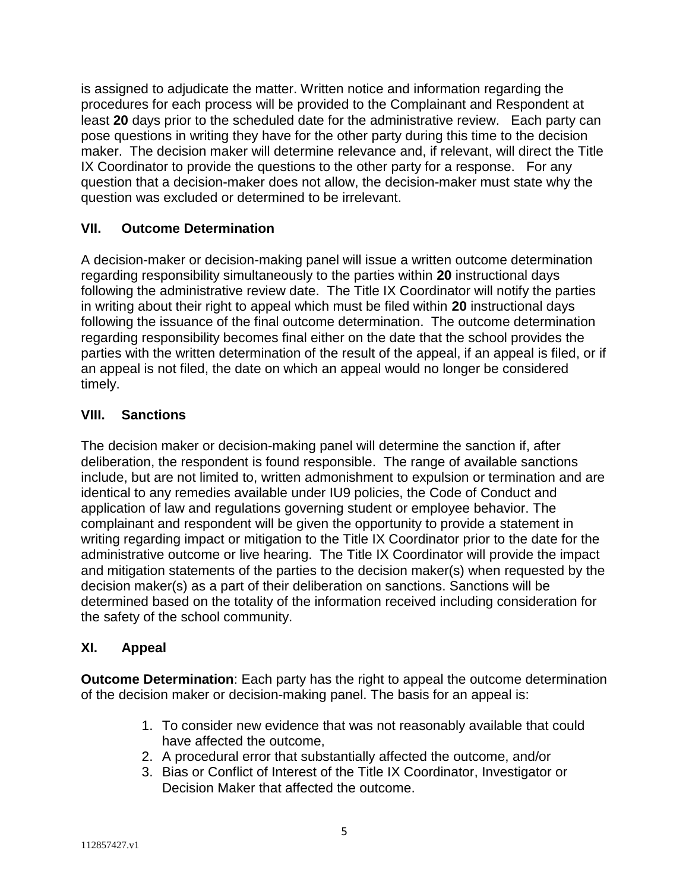is assigned to adjudicate the matter. Written notice and information regarding the procedures for each process will be provided to the Complainant and Respondent at least **20** days prior to the scheduled date for the administrative review. Each party can pose questions in writing they have for the other party during this time to the decision maker. The decision maker will determine relevance and, if relevant, will direct the Title IX Coordinator to provide the questions to the other party for a response. For any question that a decision-maker does not allow, the decision-maker must state why the question was excluded or determined to be irrelevant.

## VII. Outcome Determination

A decision-maker or decision-making panel will issue a written outcome determination regarding responsibility simultaneously to the parties within **20** instructional days following the administrative review date. The Title IX Coordinator will notify the parties in writing about their right to appeal which must be filed within **20** instructional days following the issuance of the final outcome determination. The outcome determination regarding responsibility becomes final either on the date that the school provides the parties with the written determination of the result of the appeal, if an appeal is filed, or if an appeal is not filed, the date on which an appeal would no longer be considered timely.

## VIII. Sanctions

The decision maker or decision-making panel will determine the sanction if, after deliberation, the respondent is found responsible. The range of available sanctions include, but are not limited to, written admonishment to expulsion or termination and are identical to any remedies available under IU9 policies, the Code of Conduct and application of law and regulations governing student or employee behavior. The complainant and respondent will be given the opportunity to provide a statement in writing regarding impact or mitigation to the Title IX Coordinator prior to the date for the administrative outcome or live hearing. The Title IX Coordinator will provide the impact and mitigation statements of the parties to the decision maker(s) when requested by the decision maker(s) as a part of their deliberation on sanctions. Sanctions will be determined based on the totality of the information received including consideration for the safety of the school community.

## XI. Appeal

**Outcome Determination**: Each party has the right to appeal the outcome determination of the decision maker or decision-making panel. The basis for an appeal is:

1. To consider new evidence that was not reasonably available that could have affected the outcome,
2. A procedural error that substantially affected the outcome, and/or
3. Bias or Conflict of Interest of the Title IX Coordinator, Investigator or Decision Maker that affected the outcome.

112857427.v1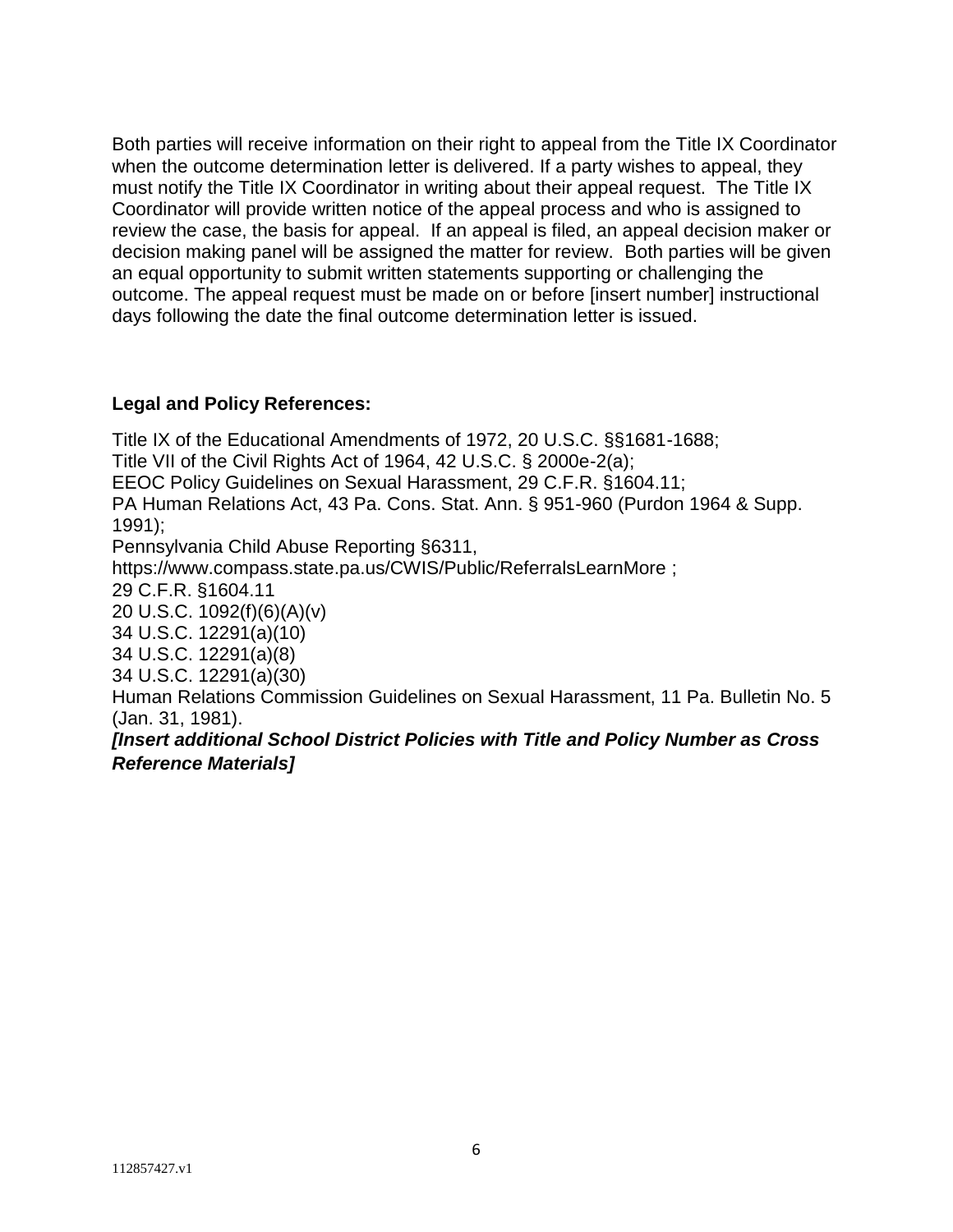Both parties will receive information on their right to appeal from the Title IX Coordinator when the outcome determination letter is delivered. If a party wishes to appeal, they must notify the Title IX Coordinator in writing about their appeal request. The Title IX Coordinator will provide written notice of the appeal process and who is assigned to review the case, the basis for appeal. If an appeal is filed, an appeal decision maker or decision making panel will be assigned the matter for review. Both parties will be given an equal opportunity to submit written statements supporting or challenging the outcome. The appeal request must be made on or before [insert number] instructional days following the date the final outcome determination letter is issued.

**Legal and Policy References:**

Title IX of the Educational Amendments of 1972, 20 U.S.C. §§1681-1688;
Title VII of the Civil Rights Act of 1964, 42 U.S.C. § 2000e-2(a);
EEOC Policy Guidelines on Sexual Harassment, 29 C.F.R. §1604.11;
PA Human Relations Act, 43 Pa. Cons. Stat. Ann. § 951-960 (Purdon 1964 & Supp. 1991);
Pennsylvania Child Abuse Reporting §6311,
https://www.compass.state.pa.us/CWIS/Public/ReferralsLearnMore ;
29 C.F.R. §1604.11
20 U.S.C. 1092(f)(6)(A)(v)
34 U.S.C. 12291(a)(10)
34 U.S.C. 12291(a)(8)
34 U.S.C. 12291(a)(30)
Human Relations Commission Guidelines on Sexual Harassment, 11 Pa. Bulletin No. 5 (Jan. 31, 1981).
***[Insert additional School District Policies with Title and Policy Number as Cross Reference Materials]***